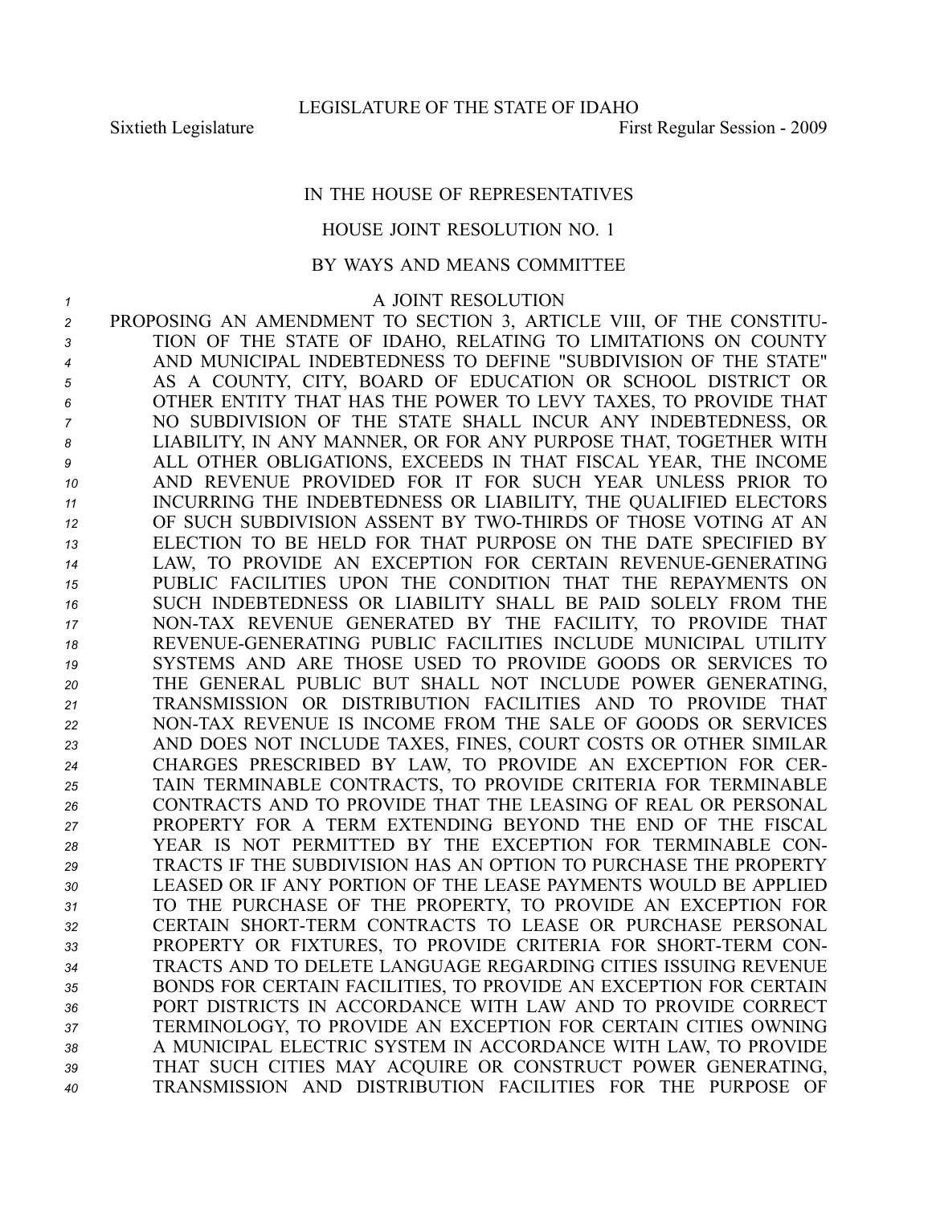LEGISLATURE OF THE STATE OF IDAHO

Sixtieth Legislature First Regular Session - 2009

IN THE HOUSE OF REPRESENTATIVES

HOUSE JOINT RESOLUTION NO. 1

BY WAYS AND MEANS COMMITTEE

A JOINT RESOLUTION

PROPOSING AN AMENDMENT TO SECTION 3, ARTICLE VIII, OF THE CONSTITUTION OF THE STATE OF IDAHO, RELATING TO LIMITATIONS ON COUNTY AND MUNICIPAL INDEBTEDNESS TO DEFINE "SUBDIVISION OF THE STATE" AS A COUNTY, CITY, BOARD OF EDUCATION OR SCHOOL DISTRICT OR OTHER ENTITY THAT HAS THE POWER TO LEVY TAXES, TO PROVIDE THAT NO SUBDIVISION OF THE STATE SHALL INCUR ANY INDEBTEDNESS, OR LIABILITY, IN ANY MANNER, OR FOR ANY PURPOSE THAT, TOGETHER WITH ALL OTHER OBLIGATIONS, EXCEEDS IN THAT FISCAL YEAR, THE INCOME AND REVENUE PROVIDED FOR IT FOR SUCH YEAR UNLESS PRIOR TO INCURRING THE INDEBTEDNESS OR LIABILITY, THE QUALIFIED ELECTORS OF SUCH SUBDIVISION ASSENT BY TWO-THIRDS OF THOSE VOTING AT AN ELECTION TO BE HELD FOR THAT PURPOSE ON THE DATE SPECIFIED BY LAW, TO PROVIDE AN EXCEPTION FOR CERTAIN REVENUE-GENERATING PUBLIC FACILITIES UPON THE CONDITION THAT THE REPAYMENTS ON SUCH INDEBTEDNESS OR LIABILITY SHALL BE PAID SOLELY FROM THE NON-TAX REVENUE GENERATED BY THE FACILITY, TO PROVIDE THAT REVENUE-GENERATING PUBLIC FACILITIES INCLUDE MUNICIPAL UTILITY SYSTEMS AND ARE THOSE USED TO PROVIDE GOODS OR SERVICES TO THE GENERAL PUBLIC BUT SHALL NOT INCLUDE POWER GENERATING, TRANSMISSION OR DISTRIBUTION FACILITIES AND TO PROVIDE THAT NON-TAX REVENUE IS INCOME FROM THE SALE OF GOODS OR SERVICES AND DOES NOT INCLUDE TAXES, FINES, COURT COSTS OR OTHER SIMILAR CHARGES PRESCRIBED BY LAW, TO PROVIDE AN EXCEPTION FOR CERTAIN TERMINABLE CONTRACTS, TO PROVIDE CRITERIA FOR TERMINABLE CONTRACTS AND TO PROVIDE THAT THE LEASING OF REAL OR PERSONAL PROPERTY FOR A TERM EXTENDING BEYOND THE END OF THE FISCAL YEAR IS NOT PERMITTED BY THE EXCEPTION FOR TERMINABLE CONTRACTS IF THE SUBDIVISION HAS AN OPTION TO PURCHASE THE PROPERTY LEASED OR IF ANY PORTION OF THE LEASE PAYMENTS WOULD BE APPLIED TO THE PURCHASE OF THE PROPERTY, TO PROVIDE AN EXCEPTION FOR CERTAIN SHORT-TERM CONTRACTS TO LEASE OR PURCHASE PERSONAL PROPERTY OR FIXTURES, TO PROVIDE CRITERIA FOR SHORT-TERM CONTRACTS AND TO DELETE LANGUAGE REGARDING CITIES ISSUING REVENUE BONDS FOR CERTAIN FACILITIES, TO PROVIDE AN EXCEPTION FOR CERTAIN PORT DISTRICTS IN ACCORDANCE WITH LAW AND TO PROVIDE CORRECT TERMINOLOGY, TO PROVIDE AN EXCEPTION FOR CERTAIN CITIES OWNING A MUNICIPAL ELECTRIC SYSTEM IN ACCORDANCE WITH LAW, TO PROVIDE THAT SUCH CITIES MAY ACQUIRE OR CONSTRUCT POWER GENERATING, TRANSMISSION AND DISTRIBUTION FACILITIES FOR THE PURPOSE OF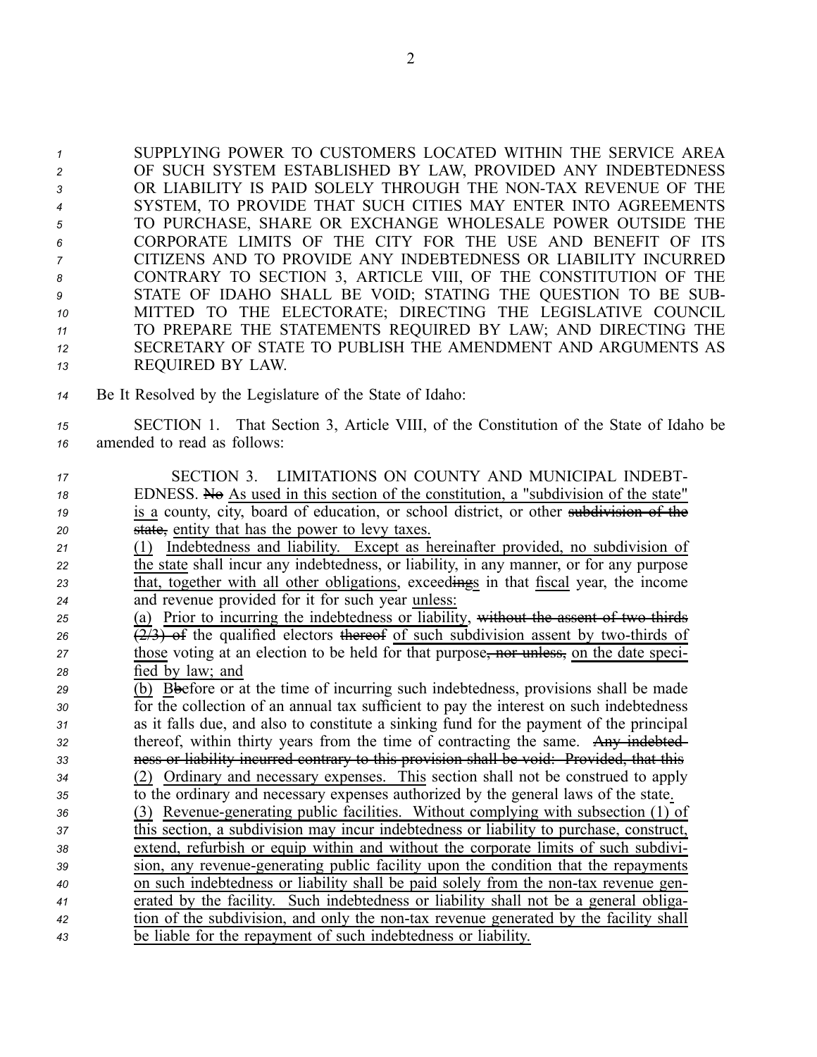SUPPLYING POWER TO CUSTOMERS LOCATED WITHIN THE SERVICE AREA OF SUCH SYSTEM ESTABLISHED BY LAW, PROVIDED ANY INDEBTEDNESS OR LIABILITY IS PAID SOLELY THROUGH THE NON-TAX REVENUE OF THE SYSTEM, TO PROVIDE THAT SUCH CITIES MAY ENTER INTO AGREEMENTS TO PURCHASE, SHARE OR EXCHANGE WHOLESALE POWER OUTSIDE THE CORPORATE LIMITS OF THE CITY FOR THE USE AND BENEFIT OF ITS CITIZENS AND TO PROVIDE ANY INDEBTEDNESS OR LIABILITY INCURRED CONTRARY TO SECTION 3, ARTICLE VIII, OF THE CONSTITUTION OF THE STATE OF IDAHO SHALL BE VOID; STATING THE QUESTION TO BE SUBMITTED TO THE ELECTORATE; DIRECTING THE LEGISLATIVE COUNCIL TO PREPARE THE STATEMENTS REQUIRED BY LAW; AND DIRECTING THE SECRETARY OF STATE TO PUBLISH THE AMENDMENT AND ARGUMENTS AS REQUIRED BY LAW.

Be It Resolved by the Legislature of the State of Idaho:

SECTION 1. That Section 3, Article VIII, of the Constitution of the State of Idaho be amended to read as follows:

SECTION 3. LIMITATIONS ON COUNTY AND MUNICIPAL INDEBTEDNESS. ~~No~~ As used in this section of the constitution, a "subdivision of the state" is a county, city, board of education, or school district, or other ~~subdivision of the state,~~ entity that has the power to levy taxes.

(1) Indebtedness and liability. Except as hereinafter provided, no subdivision of the state shall incur any indebtedness, or liability, in any manner, or for any purpose that, together with all other obligations, exceed~~ing~~s in that fiscal year, the income and revenue provided for it for such year unless:

(a) Prior to incurring the indebtedness or liability, ~~without the assent of two thirds (2/3) of~~ the qualified electors ~~thereof~~ of such subdivision assent by two-thirds of those voting at an election to be held for that purpose~~, nor unless,~~ on the date specified by law; and

(b) B~~b~~efore or at the time of incurring such indebtedness, provisions shall be made for the collection of an annual tax sufficient to pay the interest on such indebtedness as it falls due, and also to constitute a sinking fund for the payment of the principal thereof, within thirty years from the time of contracting the same. ~~Any indebtedness or liability incurred contrary to this provision shall be void: Provided, that this~~

(2) Ordinary and necessary expenses. This section shall not be construed to apply to the ordinary and necessary expenses authorized by the general laws of the state.

(3) Revenue-generating public facilities. Without complying with subsection (1) of this section, a subdivision may incur indebtedness or liability to purchase, construct, extend, refurbish or equip within and without the corporate limits of such subdivision, any revenue-generating public facility upon the condition that the repayments on such indebtedness or liability shall be paid solely from the non-tax revenue generated by the facility. Such indebtedness or liability shall not be a general obligation of the subdivision, and only the non-tax revenue generated by the facility shall be liable for the repayment of such indebtedness or liability.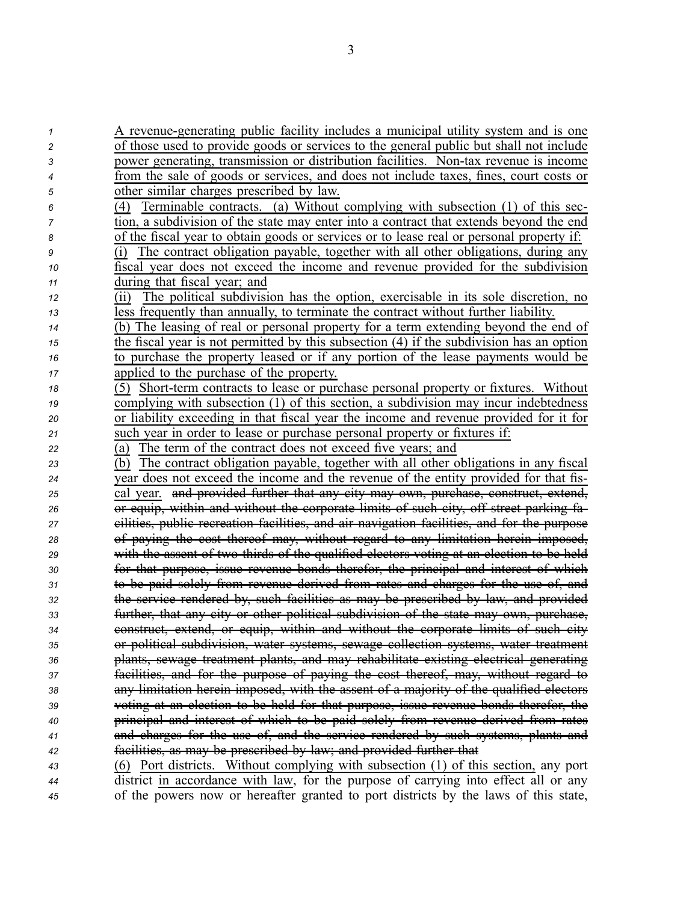A revenue-generating public facility includes a municipal utility system and is one of those used to provide goods or services to the general public but shall not include power generating, transmission or distribution facilities. Non-tax revenue is income from the sale of goods or services, and does not include taxes, fines, court costs or other similar charges prescribed by law.

(4) Terminable contracts. (a) Without complying with subsection (1) of this section, a subdivision of the state may enter into a contract that extends beyond the end of the fiscal year to obtain goods or services or to lease real or personal property if:

(i) The contract obligation payable, together with all other obligations, during any fiscal year does not exceed the income and revenue provided for the subdivision during that fiscal year; and

(ii) The political subdivision has the option, exercisable in its sole discretion, no less frequently than annually, to terminate the contract without further liability.

(b) The leasing of real or personal property for a term extending beyond the end of the fiscal year is not permitted by this subsection (4) if the subdivision has an option to purchase the property leased or if any portion of the lease payments would be applied to the purchase of the property.

(5) Short-term contracts to lease or purchase personal property or fixtures. Without complying with subsection (1) of this section, a subdivision may incur indebtedness or liability exceeding in that fiscal year the income and revenue provided for it for such year in order to lease or purchase personal property or fixtures if:

(a) The term of the contract does not exceed five years; and

(b) The contract obligation payable, together with all other obligations in any fiscal year does not exceed the income and the revenue of the entity provided for that fiscal year. ~~and provided further that any city may own, purchase, construct, extend, or equip, within and without the corporate limits of such city, off street parking facilities, public recreation facilities, and air navigation facilities, and for the purpose of paying the cost thereof may, without regard to any limitation herein imposed, with the assent of two-thirds of the qualified electors voting at an election to be held for that purpose, issue revenue bonds therefor, the principal and interest of which to be paid solely from revenue derived from rates and charges for the use of, and the service rendered by, such facilities as may be prescribed by law, and provided further, that any city or other political subdivision of the state may own, purchase, construct, extend, or equip, within and without the corporate limits of such city or political subdivision, water systems, sewage collection systems, water treatment plants, sewage treatment plants, and may rehabilitate existing electrical generating facilities, and for the purpose of paying the cost thereof, may, without regard to any limitation herein imposed, with the assent of a majority of the qualified electors voting at an election to be held for that purpose, issue revenue bonds therefor, the principal and interest of which to be paid solely from revenue derived from rates and charges for the use of, and the service rendered by such systems, plants and facilities, as may be prescribed by law; and provided further that~~

(6) Port districts. Without complying with subsection (1) of this section, any port district in accordance with law, for the purpose of carrying into effect all or any of the powers now or hereafter granted to port districts by the laws of this state,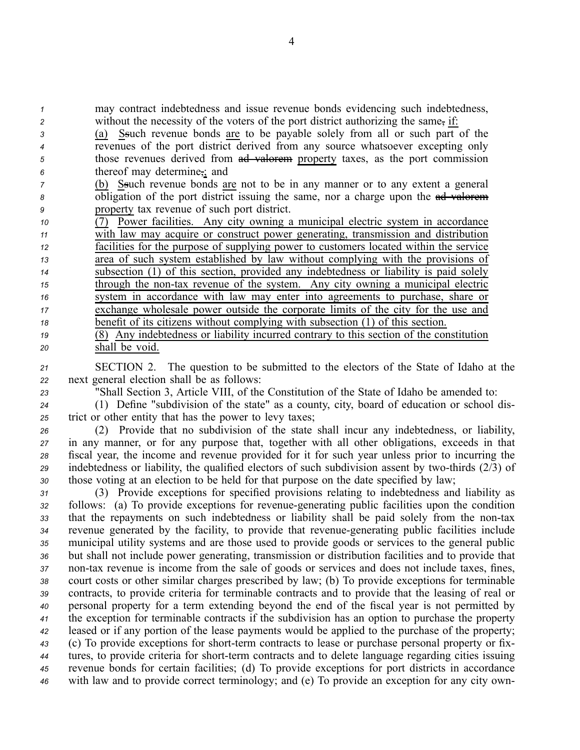may contract indebtedness and issue revenue bonds evidencing such indebtedness, without the necessity of the voters of the port district authorizing the same~~,~~ if:

(a) S~~s~~uch revenue bonds are to be payable solely from all or such part of the revenues of the port district derived from any source whatsoever excepting only those revenues derived from ~~ad valorem~~ property taxes, as the port commission thereof may determine~~,~~; and

(b) S~~s~~uch revenue bonds are not to be in any manner or to any extent a general obligation of the port district issuing the same, nor a charge upon the ~~ad valorem~~ property tax revenue of such port district.

(7) Power facilities. Any city owning a municipal electric system in accordance with law may acquire or construct power generating, transmission and distribution facilities for the purpose of supplying power to customers located within the service area of such system established by law without complying with the provisions of subsection (1) of this section, provided any indebtedness or liability is paid solely through the non-tax revenue of the system. Any city owning a municipal electric system in accordance with law may enter into agreements to purchase, share or exchange wholesale power outside the corporate limits of the city for the use and benefit of its citizens without complying with subsection (1) of this section.

(8) Any indebtedness or liability incurred contrary to this section of the constitution shall be void.

SECTION 2. The question to be submitted to the electors of the State of Idaho at the next general election shall be as follows:

"Shall Section 3, Article VIII, of the Constitution of the State of Idaho be amended to:

(1) Define "subdivision of the state" as a county, city, board of education or school district or other entity that has the power to levy taxes;

(2) Provide that no subdivision of the state shall incur any indebtedness, or liability, in any manner, or for any purpose that, together with all other obligations, exceeds in that fiscal year, the income and revenue provided for it for such year unless prior to incurring the indebtedness or liability, the qualified electors of such subdivision assent by two-thirds (2/3) of those voting at an election to be held for that purpose on the date specified by law;

(3) Provide exceptions for specified provisions relating to indebtedness and liability as follows: (a) To provide exceptions for revenue-generating public facilities upon the condition that the repayments on such indebtedness or liability shall be paid solely from the non-tax revenue generated by the facility, to provide that revenue-generating public facilities include municipal utility systems and are those used to provide goods or services to the general public but shall not include power generating, transmission or distribution facilities and to provide that non-tax revenue is income from the sale of goods or services and does not include taxes, fines, court costs or other similar charges prescribed by law; (b) To provide exceptions for terminable contracts, to provide criteria for terminable contracts and to provide that the leasing of real or personal property for a term extending beyond the end of the fiscal year is not permitted by the exception for terminable contracts if the subdivision has an option to purchase the property leased or if any portion of the lease payments would be applied to the purchase of the property; (c) To provide exceptions for short-term contracts to lease or purchase personal property or fixtures, to provide criteria for short-term contracts and to delete language regarding cities issuing revenue bonds for certain facilities; (d) To provide exceptions for port districts in accordance with law and to provide correct terminology; and (e) To provide an exception for any city own-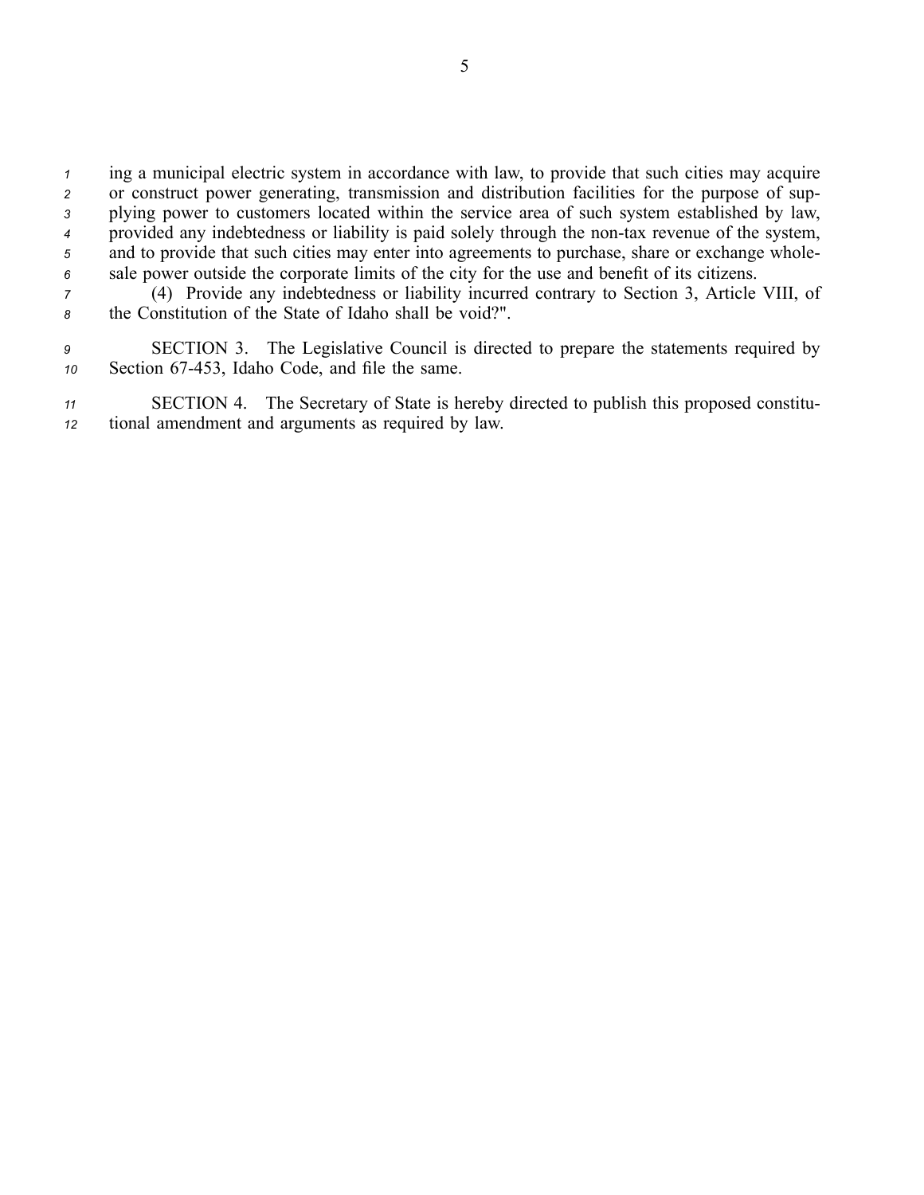ing a municipal electric system in accordance with law, to provide that such cities may acquire or construct power generating, transmission and distribution facilities for the purpose of supplying power to customers located within the service area of such system established by law, provided any indebtedness or liability is paid solely through the non-tax revenue of the system, and to provide that such cities may enter into agreements to purchase, share or exchange wholesale power outside the corporate limits of the city for the use and benefit of its citizens.

(4) Provide any indebtedness or liability incurred contrary to Section 3, Article VIII, of the Constitution of the State of Idaho shall be void?".

SECTION 3. The Legislative Council is directed to prepare the statements required by Section 67-453, Idaho Code, and file the same.

SECTION 4. The Secretary of State is hereby directed to publish this proposed constitutional amendment and arguments as required by law.